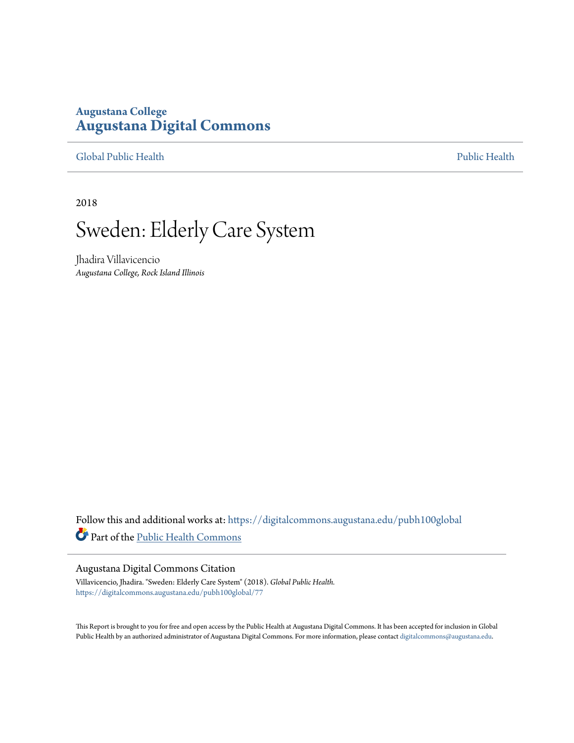Augustana College
**Augustana Digital Commons**

Global Public Health | Public Health

2018

# Sweden: Elderly Care System

Jhadira Villavicencio
*Augustana College, Rock Island Illinois*

Follow this and additional works at: https://digitalcommons.augustana.edu/pubh100global

Part of the Public Health Commons

### Augustana Digital Commons Citation

Villavicencio, Jhadira. "Sweden: Elderly Care System" (2018). *Global Public Health.*
https://digitalcommons.augustana.edu/pubh100global/77

This Report is brought to you for free and open access by the Public Health at Augustana Digital Commons. It has been accepted for inclusion in Global Public Health by an authorized administrator of Augustana Digital Commons. For more information, please contact digitalcommons@augustana.edu.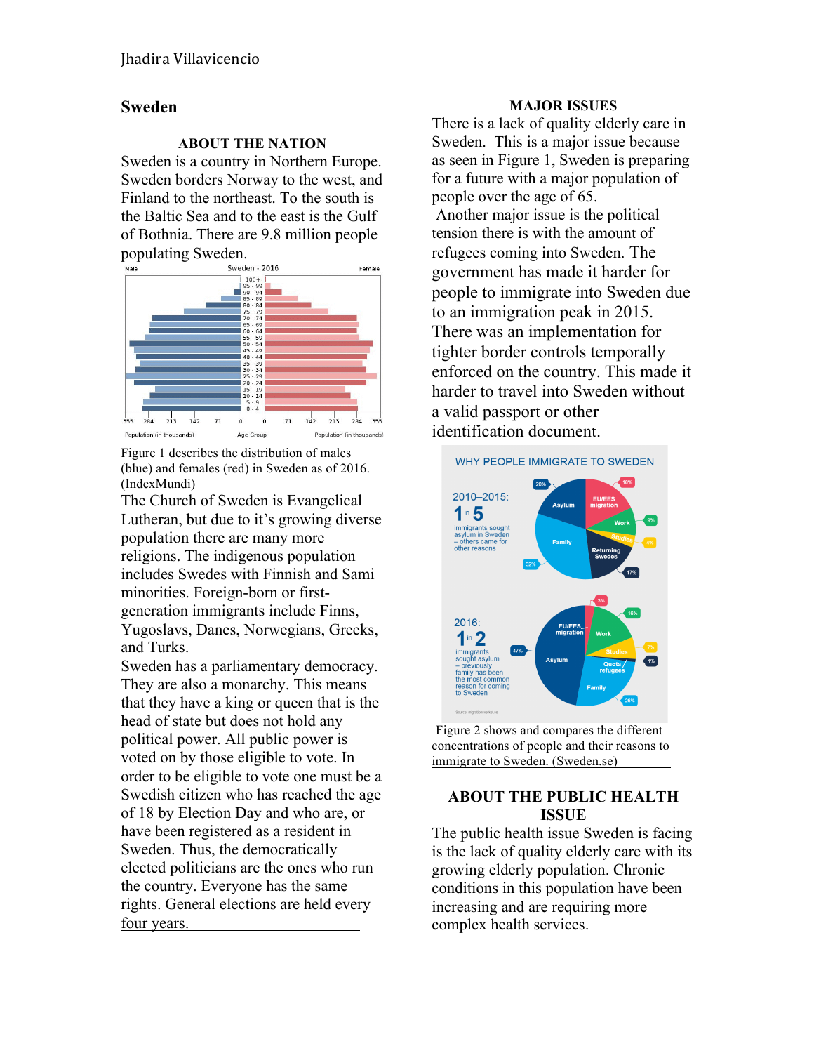Jhadira Villavicencio

# Sweden

## ABOUT THE NATION

Sweden is a country in Northern Europe. Sweden borders Norway to the west, and Finland to the northeast. To the south is the Baltic Sea and to the east is the Gulf of Bothnia. There are 9.8 million people populating Sweden.

Figure 1 describes the distribution of males (blue) and females (red) in Sweden as of 2016. (IndexMundi)

The Church of Sweden is Evangelical Lutheran, but due to it's growing diverse population there are many more religions. The indigenous population includes Swedes with Finnish and Sami minorities. Foreign-born or first-generation immigrants include Finns, Yugoslavs, Danes, Norwegians, Greeks, and Turks.

Sweden has a parliamentary democracy. They are also a monarchy. This means that they have a king or queen that is the head of state but does not hold any political power. All public power is voted on by those eligible to vote. In order to be eligible to vote one must be a Swedish citizen who has reached the age of 18 by Election Day and who are, or have been registered as a resident in Sweden. Thus, the democratically elected politicians are the ones who run the country. Everyone has the same rights. General elections are held every four years.

## MAJOR ISSUES

There is a lack of quality elderly care in Sweden. This is a major issue because as seen in Figure 1, Sweden is preparing for a future with a major population of people over the age of 65.

Another major issue is the political tension there is with the amount of refugees coming into Sweden. The government has made it harder for people to immigrate into Sweden due to an immigration peak in 2015. There was an implementation for tighter border controls temporally enforced on the country. This made it harder to travel into Sweden without a valid passport or other identification document.

Figure 2 shows and compares the different concentrations of people and their reasons to immigrate to Sweden. (Sweden.se)

## ABOUT THE PUBLIC HEALTH ISSUE

The public health issue Sweden is facing is the lack of quality elderly care with its growing elderly population. Chronic conditions in this population have been increasing and are requiring more complex health services.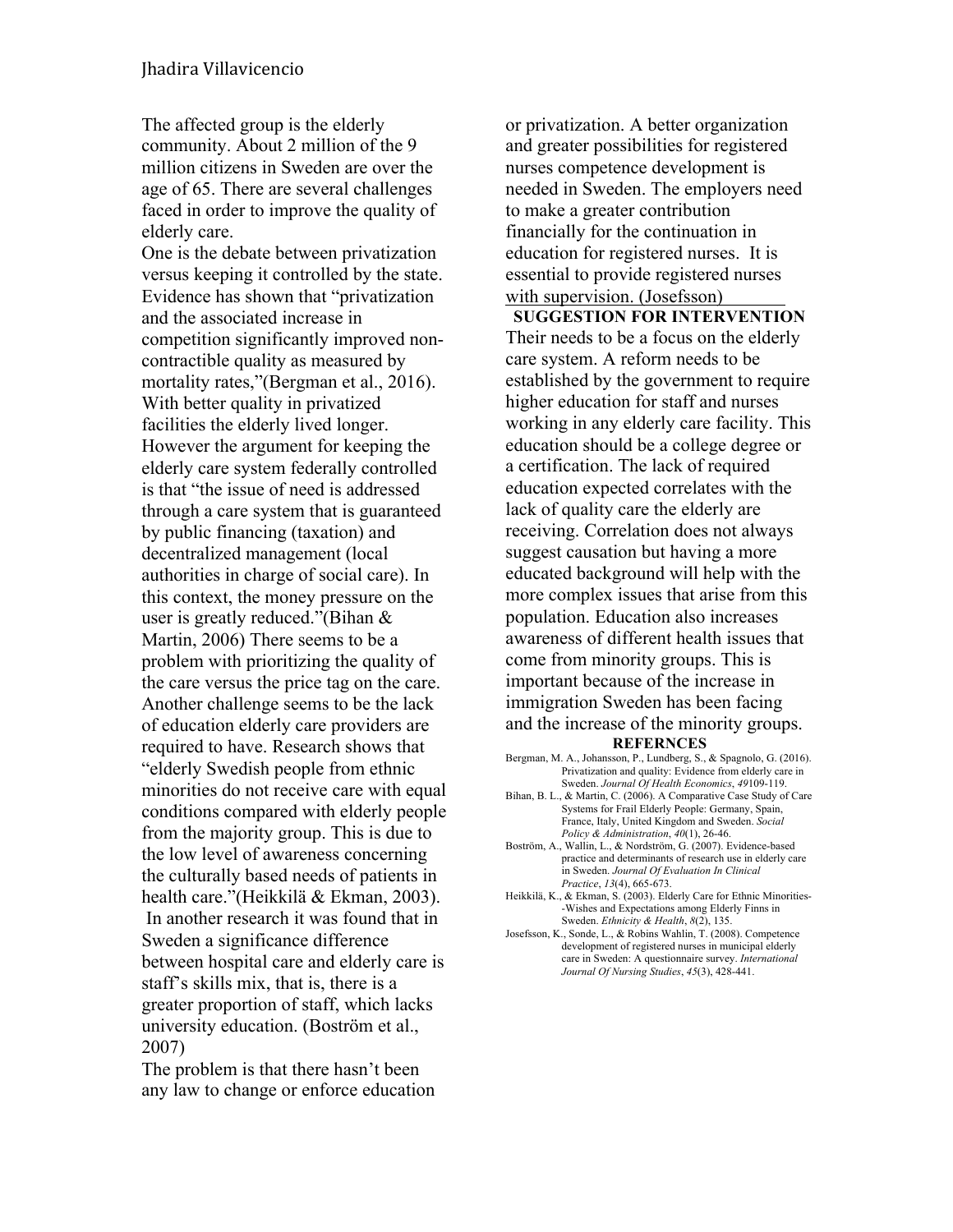The affected group is the elderly community. About 2 million of the 9 million citizens in Sweden are over the age of 65. There are several challenges faced in order to improve the quality of elderly care.

One is the debate between privatization versus keeping it controlled by the state. Evidence has shown that "privatization and the associated increase in competition significantly improved non-contractible quality as measured by mortality rates,"(Bergman et al., 2016). With better quality in privatized facilities the elderly lived longer. However the argument for keeping the elderly care system federally controlled is that "the issue of need is addressed through a care system that is guaranteed by public financing (taxation) and decentralized management (local authorities in charge of social care). In this context, the money pressure on the user is greatly reduced."(Bihan & Martin, 2006) There seems to be a problem with prioritizing the quality of the care versus the price tag on the care. Another challenge seems to be the lack of education elderly care providers are required to have. Research shows that "elderly Swedish people from ethnic minorities do not receive care with equal conditions compared with elderly people from the majority group. This is due to the low level of awareness concerning the culturally based needs of patients in health care."(Heikkilä & Ekman, 2003). In another research it was found that in Sweden a significance difference between hospital care and elderly care is staff's skills mix, that is, there is a greater proportion of staff, which lacks university education. (Boström et al., 2007)

The problem is that there hasn't been any law to change or enforce education or privatization. A better organization and greater possibilities for registered nurses competence development is needed in Sweden. The employers need to make a greater contribution financially for the continuation in education for registered nurses. It is essential to provide registered nurses with supervision. (Josefsson)

## SUGGESTION FOR INTERVENTION

Their needs to be a focus on the elderly care system. A reform needs to be established by the government to require higher education for staff and nurses working in any elderly care facility. This education should be a college degree or a certification. The lack of required education expected correlates with the lack of quality care the elderly are receiving. Correlation does not always suggest causation but having a more educated background will help with the more complex issues that arise from this population. Education also increases awareness of different health issues that come from minority groups. This is important because of the increase in immigration Sweden has been facing and the increase of the minority groups.

## REFERNCES

Bergman, M. A., Johansson, P., Lundberg, S., & Spagnolo, G. (2016). Privatization and quality: Evidence from elderly care in Sweden. *Journal Of Health Economics*, *49*109-119.

Bihan, B. L., & Martin, C. (2006). A Comparative Case Study of Care Systems for Frail Elderly People: Germany, Spain, France, Italy, United Kingdom and Sweden. *Social Policy & Administration*, *40*(1), 26-46.

Boström, A., Wallin, L., & Nordström, G. (2007). Evidence-based practice and determinants of research use in elderly care in Sweden. *Journal Of Evaluation In Clinical Practice*, *13*(4), 665-673.

Heikkilä, K., & Ekman, S. (2003). Elderly Care for Ethnic Minorities--Wishes and Expectations among Elderly Finns in Sweden. *Ethnicity & Health*, *8*(2), 135.

Josefsson, K., Sonde, L., & Robins Wahlin, T. (2008). Competence development of registered nurses in municipal elderly care in Sweden: A questionnaire survey. *International Journal Of Nursing Studies*, *45*(3), 428-441.